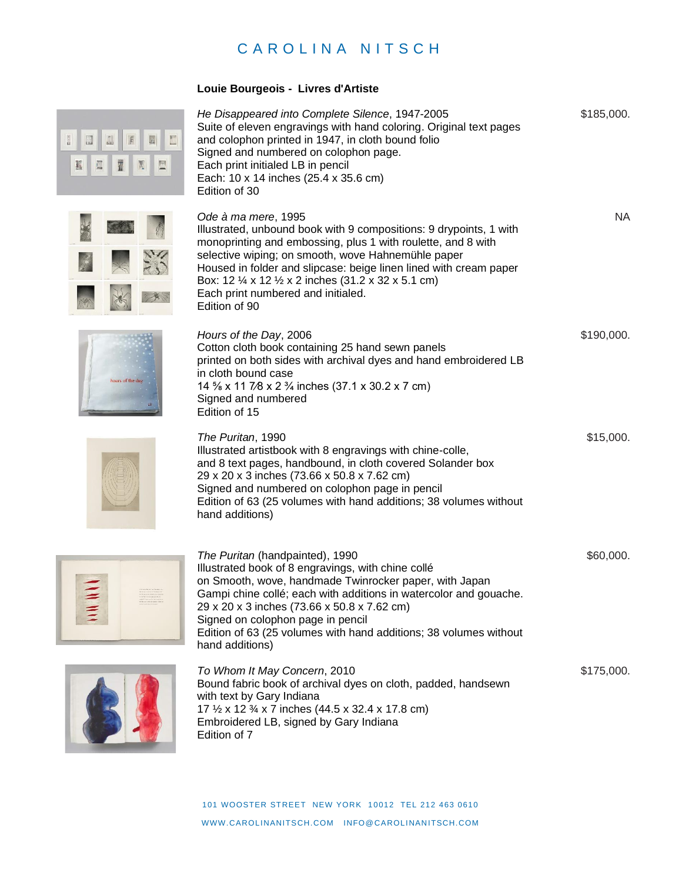# CAROLINA NITSCH

## Louie Bourgeois - Livres d'Artiste

*He Disappeared into Complete Silence*, 1947-2005
Suite of eleven engravings with hand coloring. Original text pages and colophon printed in 1947, in cloth bound folio
Signed and numbered on colophon page.
Each print initialed LB in pencil
Each: 10 x 14 inches (25.4 x 35.6 cm)
Edition of 30

$185,000.

*Ode à ma mere*, 1995
Illustrated, unbound book with 9 compositions: 9 drypoints, 1 with monoprinting and embossing, plus 1 with roulette, and 8 with selective wiping; on smooth, wove Hahnemühle paper
Housed in folder and slipcase: beige linen lined with cream paper
Box: 12 ¼ x 12 ½ x 2 inches (31.2 x 32 x 5.1 cm)
Each print numbered and initialed.
Edition of 90

NA

*Hours of the Day*, 2006
Cotton cloth book containing 25 hand sewn panels printed on both sides with archival dyes and hand embroidered LB in cloth bound case
14 ⅝ x 11 7⁄8 x 2 ¾ inches (37.1 x 30.2 x 7 cm)
Signed and numbered
Edition of 15

$190,000.

*The Puritan*, 1990
Illustrated artistbook with 8 engravings with chine-colle, and 8 text pages, handbound, in cloth covered Solander box
29 x 20 x 3 inches (73.66 x 50.8 x 7.62 cm)
Signed and numbered on colophon page in pencil
Edition of 63 (25 volumes with hand additions; 38 volumes without hand additions)

$15,000.

*The Puritan* (handpainted), 1990
Illustrated book of 8 engravings, with chine collé on Smooth, wove, handmade Twinrocker paper, with Japan Gampi chine collé; each with additions in watercolor and gouache.
29 x 20 x 3 inches (73.66 x 50.8 x 7.62 cm)
Signed on colophon page in pencil
Edition of 63 (25 volumes with hand additions; 38 volumes without hand additions)

$60,000.

*To Whom It May Concern*, 2010
Bound fabric book of archival dyes on cloth, padded, handsewn with text by Gary Indiana
17 ½ x 12 ¾ x 7 inches (44.5 x 32.4 x 17.8 cm)
Embroidered LB, signed by Gary Indiana
Edition of 7

$175,000.

101 WOOSTER STREET NEW YORK 10012 TEL 212 463 0610
WWW.CAROLINANITSCH.COM INFO@CAROLINANITSCH.COM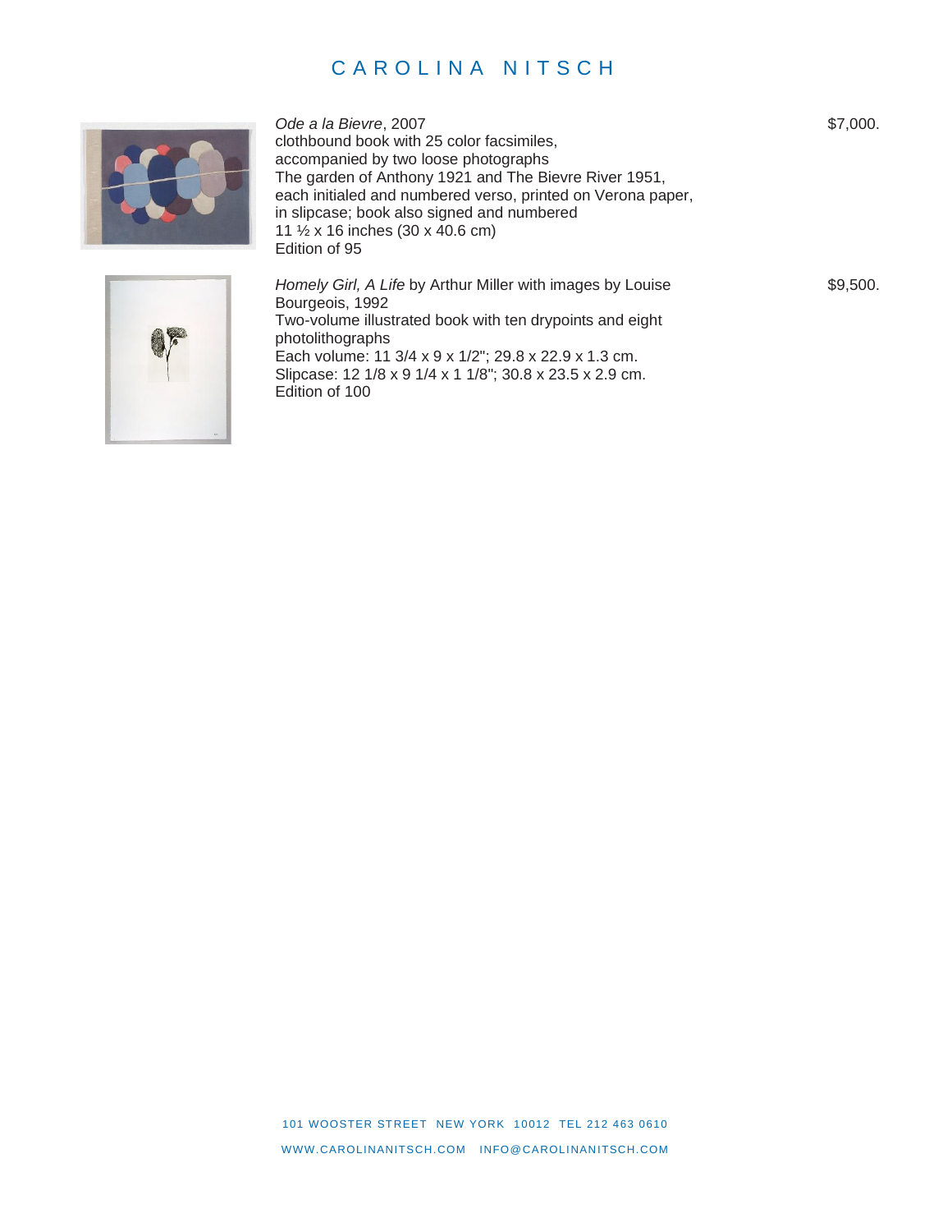*Ode a la Bievre*, 2007
clothbound book with 25 color facsimiles,
accompanied by two loose photographs
The garden of Anthony 1921 and The Bievre River 1951,
each initialed and numbered verso, printed on Verona paper,
in slipcase; book also signed and numbered
11 ½ x 16 inches (30 x 40.6 cm)
Edition of 95

$7,000.

*Homely Girl, A Life* by Arthur Miller with images by Louise Bourgeois, 1992
Two-volume illustrated book with ten drypoints and eight photolithographs
Each volume: 11 3/4 x 9 x 1/2"; 29.8 x 22.9 x 1.3 cm.
Slipcase: 12 1/8 x 9 1/4 x 1 1/8"; 30.8 x 23.5 x 2.9 cm.
Edition of 100

$9,500.